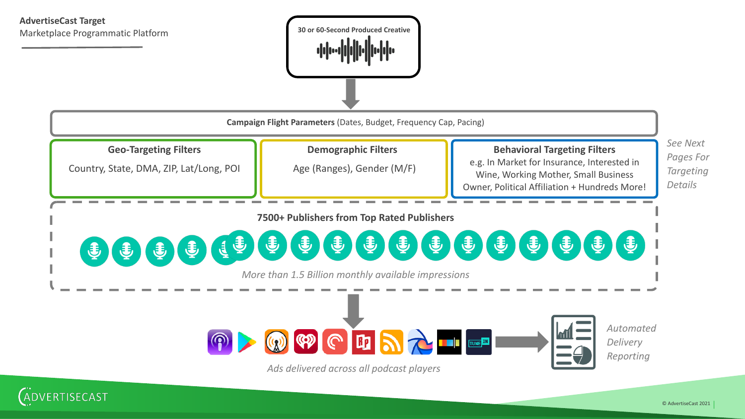**AdvertiseCast Target**
Marketplace Programmatic Platform

**30 or 60-Second Produced Creative**

**Campaign Flight Parameters** (Dates, Budget, Frequency Cap, Pacing)

**Geo-Targeting Filters**
Country, State, DMA, ZIP, Lat/Long, POI

**Demographic Filters**
Age (Ranges), Gender (M/F)

**Behavioral Targeting Filters**
e.g. In Market for Insurance, Interested in Wine, Working Mother, Small Business Owner, Political Affiliation + Hundreds More!

*See Next Pages For Targeting Details*

**7500+ Publishers from Top Rated Publishers**

*More than 1.5 Billion monthly available impressions*

*Ads delivered across all podcast players*

*Automated Delivery Reporting*

© AdvertiseCast 2021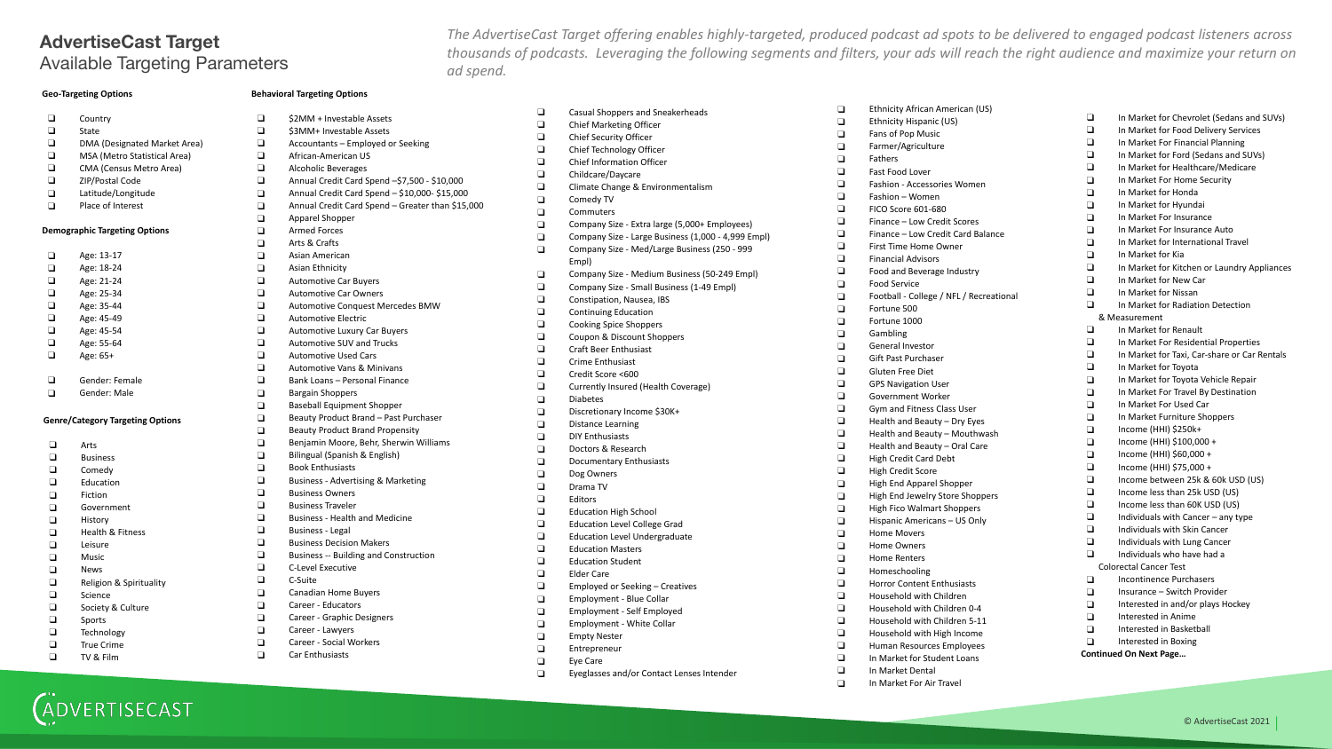## AdvertiseCast Target

Available Targeting Parameters

*The AdvertiseCast Target offering enables highly-targeted, produced podcast ad spots to be delivered to engaged podcast listeners across thousands of podcasts. Leveraging the following segments and filters, your ads will reach the right audience and maximize your return on ad spend.*

**Geo-Targeting Options**

- ❑ Country
- ❑ State
- ❑ DMA (Designated Market Area)
- ❑ MSA (Metro Statistical Area)
- ❑ CMA (Census Metro Area)
- ❑ ZIP/Postal Code
- ❑ Latitude/Longitude
- ❑ Place of Interest

**Demographic Targeting Options**

- ❑ Age: 13-17
- ❑ Age: 18-24
- ❑ Age: 21-24
- ❑ Age: 25-34
- ❑ Age: 35-44
- ❑ Age: 45-49
- ❑ Age: 45-54
- ❑ Age: 55-64
- ❑ Age: 65+

- ❑ Gender: Female
- ❑ Gender: Male

**Genre/Category Targeting Options**

- ❑ Arts
- ❑ Business
- ❑ Comedy
- ❑ Education
- ❑ Fiction
- ❑ Government
- ❑ History
- ❑ Health & Fitness
- ❑ Leisure
- ❑ Music
- ❑ News
- ❑ Religion & Spirituality
- ❑ Science
- ❑ Society & Culture
- ❑ Sports
- ❑ Technology
- ❑ True Crime
- ❑ TV & Film

**Behavioral Targeting Options**

- ❑ $2MM + Investable Assets
- ❑ $3MM+ Investable Assets
- ❑ Accountants – Employed or Seeking
- ❑ African-American US
- ❑ Alcoholic Beverages
- ❑ Annual Credit Card Spend –$7,500 - $10,000
- ❑ Annual Credit Card Spend – $10,000- $15,000
- ❑ Annual Credit Card Spend – Greater than $15,000
- ❑ Apparel Shopper
- ❑ Armed Forces
- ❑ Arts & Crafts
- ❑ Asian American
- ❑ Asian Ethnicity
- ❑ Automotive Car Buyers
- ❑ Automotive Car Owners
- ❑ Automotive Conquest Mercedes BMW
- ❑ Automotive Electric
- ❑ Automotive Luxury Car Buyers
- ❑ Automotive SUV and Trucks
- ❑ Automotive Used Cars
- ❑ Automotive Vans & Minivans
- ❑ Bank Loans – Personal Finance
- ❑ Bargain Shoppers
- ❑ Baseball Equipment Shopper
- ❑ Beauty Product Brand – Past Purchaser
- ❑ Beauty Product Brand Propensity
- ❑ Benjamin Moore, Behr, Sherwin Williams
- ❑ Bilingual (Spanish & English)
- ❑ Book Enthusiasts
- ❑ Business - Advertising & Marketing
- ❑ Business Owners
- ❑ Business Traveler
- ❑ Business - Health and Medicine
- ❑ Business - Legal
- ❑ Business Decision Makers
- ❑ Business -- Building and Construction
- ❑ C-Level Executive
- ❑ C-Suite
- ❑ Canadian Home Buyers
- ❑ Career - Educators
- ❑ Career - Graphic Designers
- ❑ Career - Lawyers
- ❑ Career - Social Workers
- ❑ Car Enthusiasts
- ❑ Casual Shoppers and Sneakerheads
- ❑ Chief Marketing Officer
- ❑ Chief Security Officer
- ❑ Chief Technology Officer
- ❑ Chief Information Officer
- ❑ Childcare/Daycare
- ❑ Climate Change & Environmentalism
- ❑ Comedy TV
- ❑ Commuters
- ❑ Company Size - Extra large (5,000+ Employees)
- ❑ Company Size - Large Business (1,000 - 4,999 Empl)
- ❑ Company Size - Med/Large Business (250 - 999 Empl)
- ❑ Company Size - Medium Business (50-249 Empl)
- ❑ Company Size - Small Business (1-49 Empl)
- ❑ Constipation, Nausea, IBS
- ❑ Continuing Education
- ❑ Cooking Spice Shoppers
- ❑ Coupon & Discount Shoppers
- ❑ Craft Beer Enthusiast
- ❑ Crime Enthusiast
- ❑ Credit Score <600
- ❑ Currently Insured (Health Coverage)
- ❑ Diabetes
- ❑ Discretionary Income $30K+
- ❑ Distance Learning
- ❑ DIY Enthusiasts
- ❑ Doctors & Research
- ❑ Documentary Enthusiasts
- ❑ Dog Owners
- ❑ Drama TV
- ❑ Editors
- ❑ Education High School
- ❑ Education Level College Grad
- ❑ Education Level Undergraduate
- ❑ Education Masters
- ❑ Education Student
- ❑ Elder Care
- ❑ Employed or Seeking – Creatives
- ❑ Employment - Blue Collar
- ❑ Employment - Self Employed
- ❑ Employment - White Collar
- ❑ Empty Nester
- ❑ Entrepreneur
- ❑ Eye Care
- ❑ Eyeglasses and/or Contact Lenses Intender
- ❑ Ethnicity African American (US)
- ❑ Ethnicity Hispanic (US)
- ❑ Fans of Pop Music
- ❑ Farmer/Agriculture
- ❑ Fathers
- ❑ Fast Food Lover
- ❑ Fashion - Accessories Women
- ❑ Fashion – Women
- ❑ FICO Score 601-680
- ❑ Finance – Low Credit Scores
- ❑ Finance – Low Credit Card Balance
- ❑ First Time Home Owner
- ❑ Financial Advisors
- ❑ Food and Beverage Industry
- ❑ Food Service
- ❑ Football - College / NFL / Recreational
- ❑ Fortune 500
- ❑ Fortune 1000
- ❑ Gambling
- ❑ General Investor
- ❑ Gift Past Purchaser
- ❑ Gluten Free Diet
- ❑ GPS Navigation User
- ❑ Government Worker
- ❑ Gym and Fitness Class User
- ❑ Health and Beauty – Dry Eyes
- ❑ Health and Beauty – Mouthwash
- ❑ Health and Beauty – Oral Care
- ❑ High Credit Card Debt
- ❑ High Credit Score
- ❑ High End Apparel Shopper
- ❑ High End Jewelry Store Shoppers
- ❑ High Fico Walmart Shoppers
- ❑ Hispanic Americans – US Only
- ❑ Home Movers
- ❑ Home Owners
- ❑ Home Renters
- ❑ Homeschooling
- ❑ Horror Content Enthusiasts
- ❑ Household with Children
- ❑ Household with Children 0-4
- ❑ Household with Children 5-11
- ❑ Household with High Income
- ❑ Human Resources Employees
- ❑ In Market for Student Loans
- ❑ In Market Dental
- ❑ In Market For Air Travel
- ❑ In Market for Chevrolet (Sedans and SUVs)
- ❑ In Market for Food Delivery Services
- ❑ In Market For Financial Planning
- ❑ In Market for Ford (Sedans and SUVs)
- ❑ In Market for Healthcare/Medicare
- ❑ In Market For Home Security
- ❑ In Market for Honda
- ❑ In Market for Hyundai
- ❑ In Market For Insurance
- ❑ In Market For Insurance Auto
- ❑ In Market for International Travel
- ❑ In Market for Kia
- ❑ In Market for Kitchen or Laundry Appliances
- ❑ In Market for New Car
- ❑ In Market for Nissan
- ❑ In Market for Radiation Detection & Measurement
- ❑ In Market for Renault
- ❑ In Market For Residential Properties
- ❑ In Market for Taxi, Car-share or Car Rentals
- ❑ In Market for Toyota
- ❑ In Market for Toyota Vehicle Repair
- ❑ In Market For Travel By Destination
- ❑ In Market For Used Car
- ❑ In Market Furniture Shoppers
- ❑ Income (HHI) $250k+
- ❑ Income (HHI) $100,000 +
- ❑ Income (HHI) $60,000 +
- ❑ Income (HHI) $75,000 +
- ❑ Income between 25k & 60k USD (US)
- ❑ Income less than 25k USD (US)
- ❑ Income less than 60K USD (US)
- ❑ Individuals with Cancer – any type
- ❑ Individuals with Skin Cancer
- ❑ Individuals with Lung Cancer
- ❑ Individuals who have had a Colorectal Cancer Test
- ❑ Incontinence Purchasers
- ❑ Insurance – Switch Provider
- ❑ Interested in and/or plays Hockey
- ❑ Interested in Anime
- ❑ Interested in Basketball
- ❑ Interested in Boxing

**Continued On Next Page…**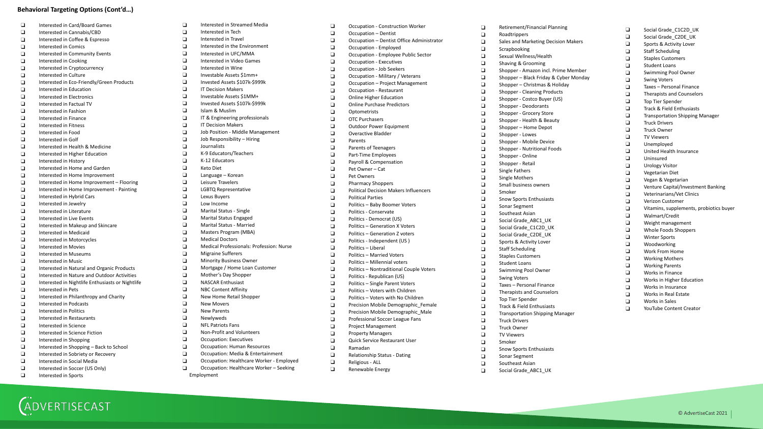## Behavioral Targeting Options (Cont'd…)

- Interested in Card/Board Games
- Interested in Cannabis/CBD
- Interested in Coffee & Espresso
- Interested in Comics
- Interested in Community Events
- Interested in Cooking
- Interested in Cryptocurrency
- Interested in Culture
- Interested in Eco-Friendly/Green Products
- Interested in Education
- Interested in Electronics
- Interested in Factual TV
- Interested in Fashion
- Interested in Finance
- Interested in Fitness
- Interested in Food
- Interested in Golf
- Interested in Health & Medicine
- Interested in Higher Education
- Interested in History
- Interested in Home and Garden
- Interested in Home Improvement
- Interested in Home Improvement – Flooring
- Interested in Home Representative - Painting
- Interested in Hybrid Cars
- Interested in Jewelry
- Interested in Literature
- Interested in Live Events
- Interested in Makeup and Skincare
- Interested in Medicaid
- Interested in Motorcycles
- Interested in Movies
- Interested in Museums
- Interested in Music
- Interested in Natural and Organic Products
- Interested in Nature and Outdoor Activities
- Interested in Nightlife Enthusiasts or Nightlife
- Interested in Pets
- Interested in Philanthropy and Charity
- Interested in Podcasts
- Interested in Politics
- Interested in Restaurants
- Interested in Science
- Interested in Science Fiction
- Interested in Shopping
- Interested in Shopping – Back to School
- Interested in Sobriety or Recovery
- Interested in Social Media
- Interested in Soccer (US Only)
- Interested in Sports
- Interested in Streamed Media
- Interested in Tech
- Interested in Travel
- Interested in the Environment
- Interested in UFC/MMA
- Interested in Video Games
- Interested in Wine
- Investable Assets $1mm+
- Invested Assets $107k-$999k
- IT Decision Makers
- Investable Assets $1MM+
- Invested Assets $107k-$999k
- Islam & Muslim
- IT & Engineering professionals
- IT Decision Makers
- Job Position - Middle Management
- Job Responsibility – Hiring
- Journalists
- K-9 Educators/Teachers
- K-12 Educators
- Keto Diet
- Language – Korean
- Leisure Travelers
- LGBTQ Representative
- Lexus Buyers
- Low Income
- Marital Status - Single
- Marital Status Engaged
- Marital Status - Married
- Masters Program (MBA)
- Medical Doctors
- Medical Professionals: Profession: Nurse
- Migraine Sufferers
- Minority Business Owner
- Mortgage / Home Loan Customer
- Mother's Day Shopper
- NASCAR Enthusiast
- NBC Content Affinity
- New Home Retail Shopper
- New Movers
- New Parents
- Newlyweds
- NFL Patriots Fans
- Non-Profit and Volunteers
- Occupation: Executives
- Occupation: Human Resources
- Occupation: Media & Entertainment
- Occupation: Healthcare Worker - Employed
- Occupation: Healthcare Worker – Seeking Employment
- Occupation - Construction Worker
- Occupation - Dentist
- Occupation – Dentist Office Administrator
- Occupation - Employed
- Occupation - Employee Public Sector
- Occupation - Executives
- Occupation - Job Seekers
- Occupation - Military / Veterans
- Occupation – Project Management
- Occupation - Restaurant
- Online Higher Education
- Online Purchase Predictors
- Optometrists
- OTC Purchasers
- Outdoor Power Equipment
- Overactive Bladder
- Parents
- Parents of Teenagers
- Part-Time Employees
- Payroll & Compensation
- Pet Owner – Cat
- Pet Owners
- Pharmacy Shoppers
- Political Decision Makers Influencers
- Political Parties
- Politics – Baby Boomer Voters
- Politics - Conservate
- Politics - Democrat (US)
- Politics – Generation X Voters
- Politics – Generation Z voters
- Politics - Independent (US )
- Politics – Liberal
- Politics – Married Voters
- Politics – Millennial voters
- Politics – Nontraditional Couple Voters
- Politics - Republican (US)
- Politics – Single Parent Voters
- Politics – Voters with Children
- Politics – Voters with No Children
- Precision Mobile Demographic_Female
- Precision Mobile Demographic_Male
- Professional Soccer League Fans
- Project Management
- Property Managers
- Quick Service Restaurant User
- Ramadan
- Relationship Status - Dating
- Religious - ALL
- Renewable Energy
- Retirement/Financial Planning
- Roadtrippers
- Sales and Marketing Decision Makers
- Scrapbooking
- Sexual Wellness/Health
- Shaving & Grooming
- Shopper - Amazon incl. Prime Member
- Shopper – Black Friday & Cyber Monday
- Shopper – Christmas & Holiday
- Shopper - Cleaning Products
- Shopper - Costco Buyer (US)
- Shopper - Deodorants
- Shopper - Grocery Store
- Shopper - Health & Beauty
- Shopper – Home Depot
- Shopper - Lowes
- Shopper - Mobile Device
- Shopper - Nutritional Foods
- Shopper - Online
- Shopper - Retail
- Single Fathers
- Single Mothers
- Small business owners
- Smoker
- Snow Sports Enthusiasts
- Sonar Segment
- Southeast Asian
- Social Grade_ABC1_UK
- Social Grade_C1C2D_UK
- Social Grade_C2DE_UK
- Sports & Activity Lover
- Staff Scheduling
- Staples Customers
- Student Loans
- Swimming Pool Owner
- Swing Voters
- Taxes – Personal Finance
- Therapists and Counselors
- Top Tier Spender
- Track & Field Enthusiasts
- Transportation Shipping Manager
- Truck Drivers
- Truck Owner
- TV Viewers
- Smoker
- Snow Sports Enthusiasts
- Sonar Segment
- Southeast Asian
- Social Grade_ABC1_UK
- Social Grade_C1C2D_UK
- Social Grade_C2DE_UK
- Sports & Activity Lover
- Staff Scheduling
- Staples Customers
- Student Loans
- Swimming Pool Owner
- Swing Voters
- Taxes – Personal Finance
- Therapists and Counselors
- Top Tier Spender
- Track & Field Enthusiasts
- Transportation Shipping Manager
- Truck Drivers
- Truck Owner
- TV Viewers
- Unemployed
- United Health Insurance
- Uninsured
- Urology Visitor
- Vegetarian Diet
- Vegan & Vegetarian
- Venture Capital/Investment Banking
- Veterinarians/Vet Clinics
- Verizon Customer
- Vitamins, supplements, probiotics buyer
- Walmart/Credit
- Weight management
- Whole Foods Shoppers
- Winter Sports
- Woodworking
- Work From Home
- Working Mothers
- Working Parents
- Works in Finance
- Works in Higher Education
- Works in Insurance
- Works in Real Estate
- Works in Sales
- YouTube Content Creator

ADVERTISECAST

© AdvertiseCast 2021